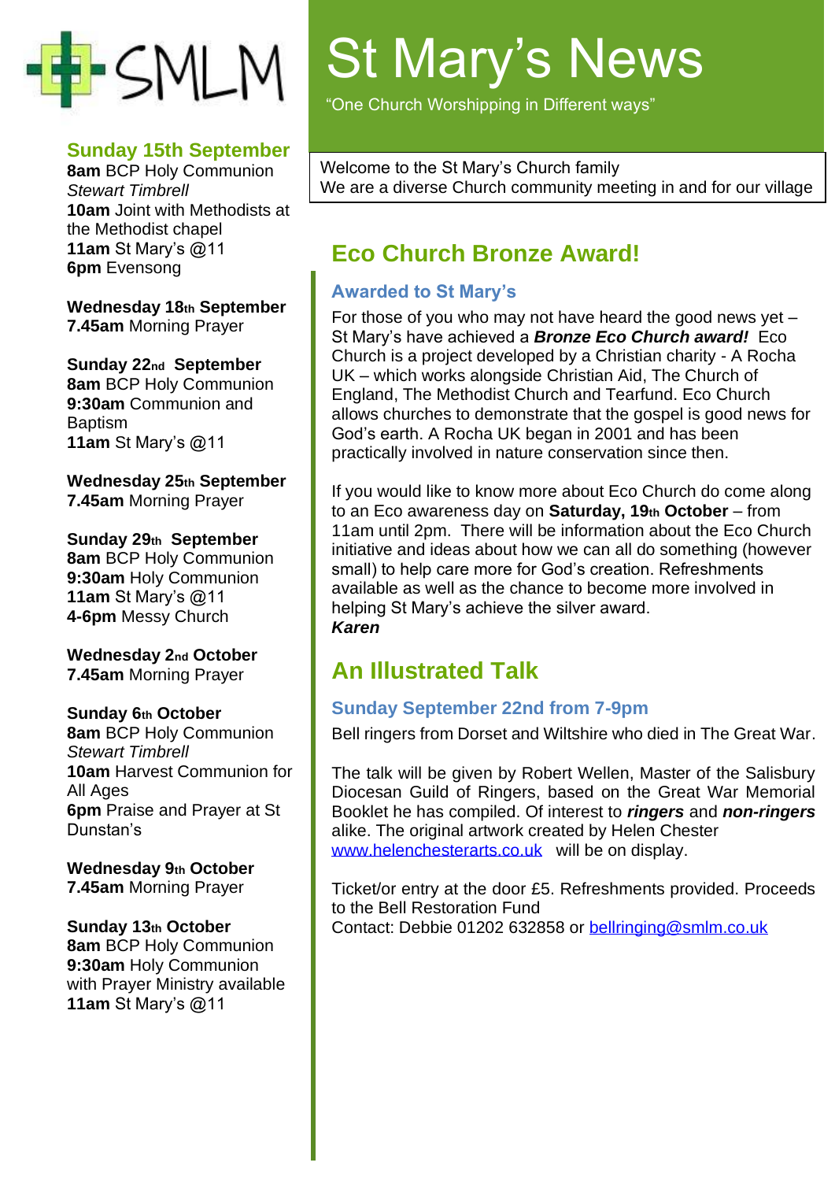SMLM

# St Mary's News

"One Church Worshipping in Different ways"

Welcome to the St Mary's Church family
We are a diverse Church community meeting in and for our village

## Eco Church Bronze Award!

### Awarded to St Mary's

For those of you who may not have heard the good news yet – St Mary's have achieved a ***Bronze Eco Church award!*** Eco Church is a project developed by a Christian charity - A Rocha UK – which works alongside Christian Aid, The Church of England, The Methodist Church and Tearfund. Eco Church allows churches to demonstrate that the gospel is good news for God's earth. A Rocha UK began in 2001 and has been practically involved in nature conservation since then.

If you would like to know more about Eco Church do come along to an Eco awareness day on **Saturday, 19th October** – from 11am until 2pm. There will be information about the Eco Church initiative and ideas about how we can all do something (however small) to help care more for God's creation. Refreshments available as well as the chance to become more involved in helping St Mary's achieve the silver award.
***Karen***

## An Illustrated Talk

### Sunday September 22nd from 7-9pm

Bell ringers from Dorset and Wiltshire who died in The Great War.

The talk will be given by Robert Wellen, Master of the Salisbury Diocesan Guild of Ringers, based on the Great War Memorial Booklet he has compiled. Of interest to ***ringers*** and ***non-ringers*** alike. The original artwork created by Helen Chester www.helenchesterarts.co.uk will be on display.

Ticket/or entry at the door £5. Refreshments provided. Proceeds to the Bell Restoration Fund
Contact: Debbie 01202 632858 or bellringing@smlm.co.uk

### Sunday 15th September

**8am** BCP Holy Communion
*Stewart Timbrell*
**10am** Joint with Methodists at the Methodist chapel
**11am** St Mary's @11
**6pm** Evensong

**Wednesday 18th September**
**7.45am** Morning Prayer

**Sunday 22nd September**
**8am** BCP Holy Communion
**9:30am** Communion and Baptism
**11am** St Mary's @11

**Wednesday 25th September**
**7.45am** Morning Prayer

**Sunday 29th September**
**8am** BCP Holy Communion
**9:30am** Holy Communion
**11am** St Mary's @11
**4-6pm** Messy Church

**Wednesday 2nd October**
**7.45am** Morning Prayer

**Sunday 6th October**
**8am** BCP Holy Communion
*Stewart Timbrell*
**10am** Harvest Communion for All Ages
**6pm** Praise and Prayer at St Dunstan's

**Wednesday 9th October**
**7.45am** Morning Prayer

**Sunday 13th October**
**8am** BCP Holy Communion
**9:30am** Holy Communion with Prayer Ministry available
**11am** St Mary's @11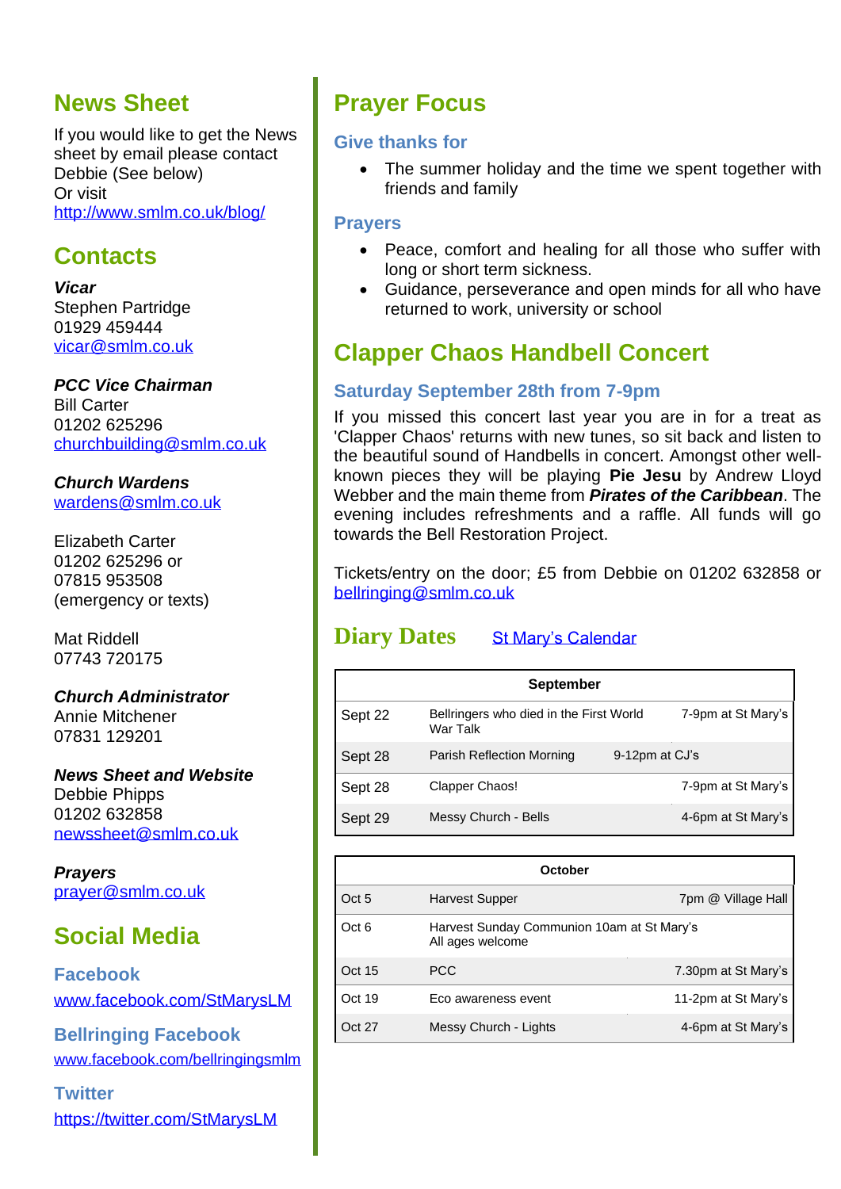## News Sheet

If you would like to get the News sheet by email please contact Debbie (See below)
Or visit
http://www.smlm.co.uk/blog/

## Contacts

***Vicar***
Stephen Partridge
01929 459444
vicar@smlm.co.uk

***PCC Vice Chairman***
Bill Carter
01202 625296
churchbuilding@smlm.co.uk

***Church Wardens***
wardens@smlm.co.uk

Elizabeth Carter
01202 625296 or
07815 953508
(emergency or texts)

Mat Riddell
07743 720175

***Church Administrator***
Annie Mitchener
07831 129201

***News Sheet and Website***
Debbie Phipps
01202 632858
newssheet@smlm.co.uk

***Prayers***
prayer@smlm.co.uk

## Social Media

### Facebook

www.facebook.com/StMarysLM

### Bellringing Facebook

www.facebook.com/bellringingsmlm

### Twitter

https://twitter.com/StMarysLM

## Prayer Focus

### Give thanks for

- The summer holiday and the time we spent together with friends and family

### Prayers

- Peace, comfort and healing for all those who suffer with long or short term sickness.
- Guidance, perseverance and open minds for all who have returned to work, university or school

## Clapper Chaos Handbell Concert

### Saturday September 28th from 7-9pm

If you missed this concert last year you are in for a treat as 'Clapper Chaos' returns with new tunes, so sit back and listen to the beautiful sound of Handbells in concert. Amongst other well-known pieces they will be playing **Pie Jesu** by Andrew Lloyd Webber and the main theme from ***Pirates of the Caribbean***. The evening includes refreshments and a raffle. All funds will go towards the Bell Restoration Project.

Tickets/entry on the door; £5 from Debbie on 01202 632858 or bellringing@smlm.co.uk

## Diary Dates

St Mary's Calendar

| September | | |
|---|---|---|
| Sept 22 | Bellringers who died in the First World War Talk | 7-9pm at St Mary's |
| Sept 28 | Parish Reflection Morning | 9-12pm at CJ's |
| Sept 28 | Clapper Chaos! | 7-9pm at St Mary's |
| Sept 29 | Messy Church - Bells | 4-6pm at St Mary's |

| October | | |
|---|---|---|
| Oct 5 | Harvest Supper | 7pm @ Village Hall |
| Oct 6 | Harvest Sunday Communion 10am at St Mary's All ages welcome | |
| Oct 15 | PCC | 7.30pm at St Mary's |
| Oct 19 | Eco awareness event | 11-2pm at St Mary's |
| Oct 27 | Messy Church - Lights | 4-6pm at St Mary's |